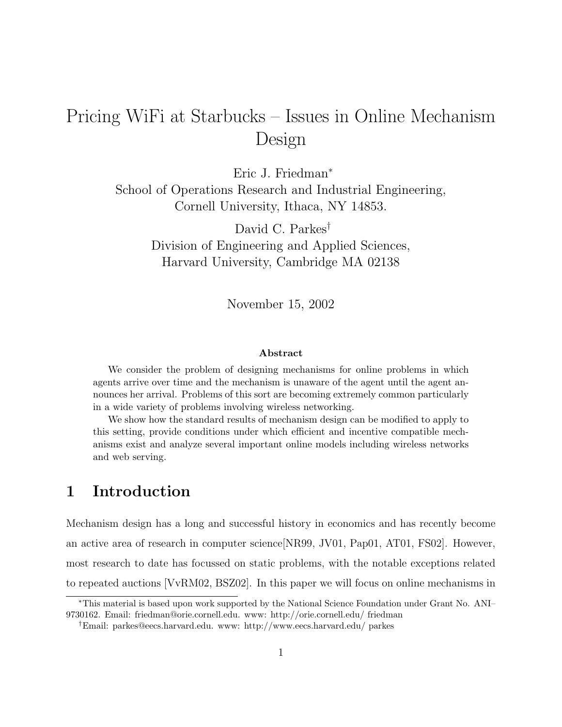# Pricing WiFi at Starbucks – Issues in Online Mechanism Design

Eric J. Friedman*
School of Operations Research and Industrial Engineering,
Cornell University, Ithaca, NY 14853.

David C. Parkes†
Division of Engineering and Applied Sciences,
Harvard University, Cambridge MA 02138

November 15, 2002

**Abstract**

We consider the problem of designing mechanisms for online problems in which agents arrive over time and the mechanism is unaware of the agent until the agent announces her arrival. Problems of this sort are becoming extremely common particularly in a wide variety of problems involving wireless networking.

We show how the standard results of mechanism design can be modified to apply to this setting, provide conditions under which efficient and incentive compatible mechanisms exist and analyze several important online models including wireless networks and web serving.

## 1 Introduction

Mechanism design has a long and successful history in economics and has recently become an active area of research in computer science[NR99, JV01, Pap01, AT01, FS02]. However, most research to date has focussed on static problems, with the notable exceptions related to repeated auctions [VvRM02, BSZ02]. In this paper we will focus on online mechanisms in

*This material is based upon work supported by the National Science Foundation under Grant No. ANI–9730162. Email: friedman@orie.cornell.edu. www: http://orie.cornell.edu/ friedman

†Email: parkes@eecs.harvard.edu. www: http://www.eecs.harvard.edu/ parkes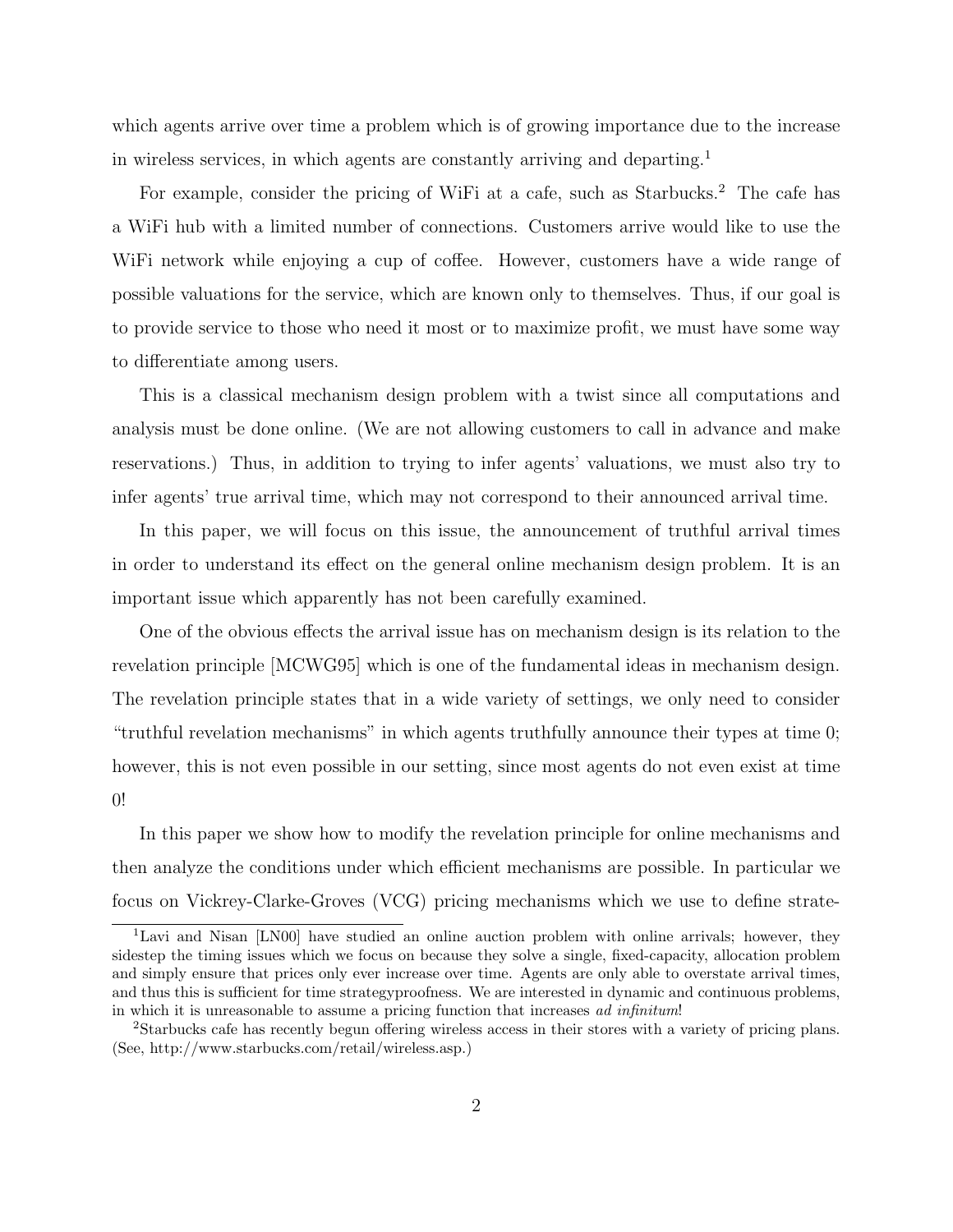which agents arrive over time a problem which is of growing importance due to the increase in wireless services, in which agents are constantly arriving and departing.[1]

For example, consider the pricing of WiFi at a cafe, such as Starbucks.[2] The cafe has a WiFi hub with a limited number of connections. Customers arrive would like to use the WiFi network while enjoying a cup of coffee. However, customers have a wide range of possible valuations for the service, which are known only to themselves. Thus, if our goal is to provide service to those who need it most or to maximize profit, we must have some way to differentiate among users.

This is a classical mechanism design problem with a twist since all computations and analysis must be done online. (We are not allowing customers to call in advance and make reservations.) Thus, in addition to trying to infer agents' valuations, we must also try to infer agents' true arrival time, which may not correspond to their announced arrival time.

In this paper, we will focus on this issue, the announcement of truthful arrival times in order to understand its effect on the general online mechanism design problem. It is an important issue which apparently has not been carefully examined.

One of the obvious effects the arrival issue has on mechanism design is its relation to the revelation principle [MCWG95] which is one of the fundamental ideas in mechanism design. The revelation principle states that in a wide variety of settings, we only need to consider "truthful revelation mechanisms" in which agents truthfully announce their types at time 0; however, this is not even possible in our setting, since most agents do not even exist at time 0!

In this paper we show how to modify the revelation principle for online mechanisms and then analyze the conditions under which efficient mechanisms are possible. In particular we focus on Vickrey-Clarke-Groves (VCG) pricing mechanisms which we use to define strate-

[1] Lavi and Nisan [LN00] have studied an online auction problem with online arrivals; however, they sidestep the timing issues which we focus on because they solve a single, fixed-capacity, allocation problem and simply ensure that prices only ever increase over time. Agents are only able to overstate arrival times, and thus this is sufficient for time strategyproofness. We are interested in dynamic and continuous problems, in which it is unreasonable to assume a pricing function that increases *ad infinitum*!

[2] Starbucks cafe has recently begun offering wireless access in their stores with a variety of pricing plans. (See, http://www.starbucks.com/retail/wireless.asp.)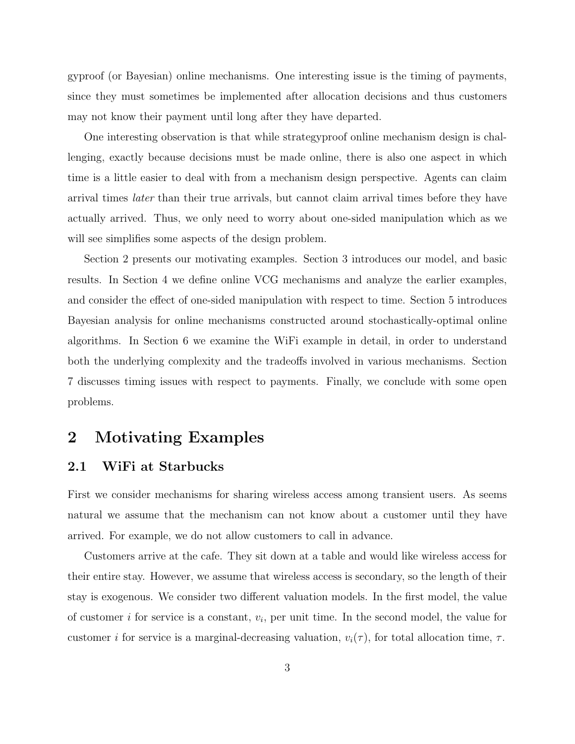gyproof (or Bayesian) online mechanisms. One interesting issue is the timing of payments, since they must sometimes be implemented after allocation decisions and thus customers may not know their payment until long after they have departed.

One interesting observation is that while strategyproof online mechanism design is challenging, exactly because decisions must be made online, there is also one aspect in which time is a little easier to deal with from a mechanism design perspective. Agents can claim arrival times *later* than their true arrivals, but cannot claim arrival times before they have actually arrived. Thus, we only need to worry about one-sided manipulation which as we will see simplifies some aspects of the design problem.

Section 2 presents our motivating examples. Section 3 introduces our model, and basic results. In Section 4 we define online VCG mechanisms and analyze the earlier examples, and consider the effect of one-sided manipulation with respect to time. Section 5 introduces Bayesian analysis for online mechanisms constructed around stochastically-optimal online algorithms. In Section 6 we examine the WiFi example in detail, in order to understand both the underlying complexity and the tradeoffs involved in various mechanisms. Section 7 discusses timing issues with respect to payments. Finally, we conclude with some open problems.

# 2 Motivating Examples

## 2.1 WiFi at Starbucks

First we consider mechanisms for sharing wireless access among transient users. As seems natural we assume that the mechanism can not know about a customer until they have arrived. For example, we do not allow customers to call in advance.

Customers arrive at the cafe. They sit down at a table and would like wireless access for their entire stay. However, we assume that wireless access is secondary, so the length of their stay is exogenous. We consider two different valuation models. In the first model, the value of customer $i$ for service is a constant, $v_i$, per unit time. In the second model, the value for customer $i$ for service is a marginal-decreasing valuation, $v_i(\tau)$, for total allocation time, $\tau$.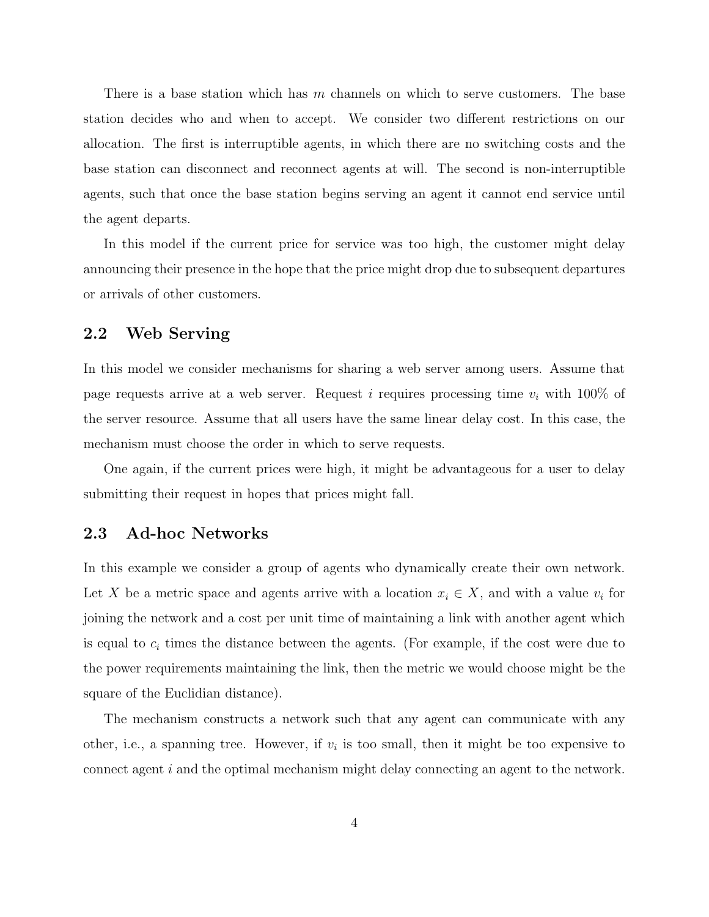There is a base station which has $m$ channels on which to serve customers. The base station decides who and when to accept. We consider two different restrictions on our allocation. The first is interruptible agents, in which there are no switching costs and the base station can disconnect and reconnect agents at will. The second is non-interruptible agents, such that once the base station begins serving an agent it cannot end service until the agent departs.

In this model if the current price for service was too high, the customer might delay announcing their presence in the hope that the price might drop due to subsequent departures or arrivals of other customers.

## 2.2 Web Serving

In this model we consider mechanisms for sharing a web server among users. Assume that page requests arrive at a web server. Request $i$ requires processing time $v_i$ with 100% of the server resource. Assume that all users have the same linear delay cost. In this case, the mechanism must choose the order in which to serve requests.

One again, if the current prices were high, it might be advantageous for a user to delay submitting their request in hopes that prices might fall.

## 2.3 Ad-hoc Networks

In this example we consider a group of agents who dynamically create their own network. Let $X$ be a metric space and agents arrive with a location $x_i \in X$, and with a value $v_i$ for joining the network and a cost per unit time of maintaining a link with another agent which is equal to $c_i$ times the distance between the agents. (For example, if the cost were due to the power requirements maintaining the link, then the metric we would choose might be the square of the Euclidian distance).

The mechanism constructs a network such that any agent can communicate with any other, i.e., a spanning tree. However, if $v_i$ is too small, then it might be too expensive to connect agent $i$ and the optimal mechanism might delay connecting an agent to the network.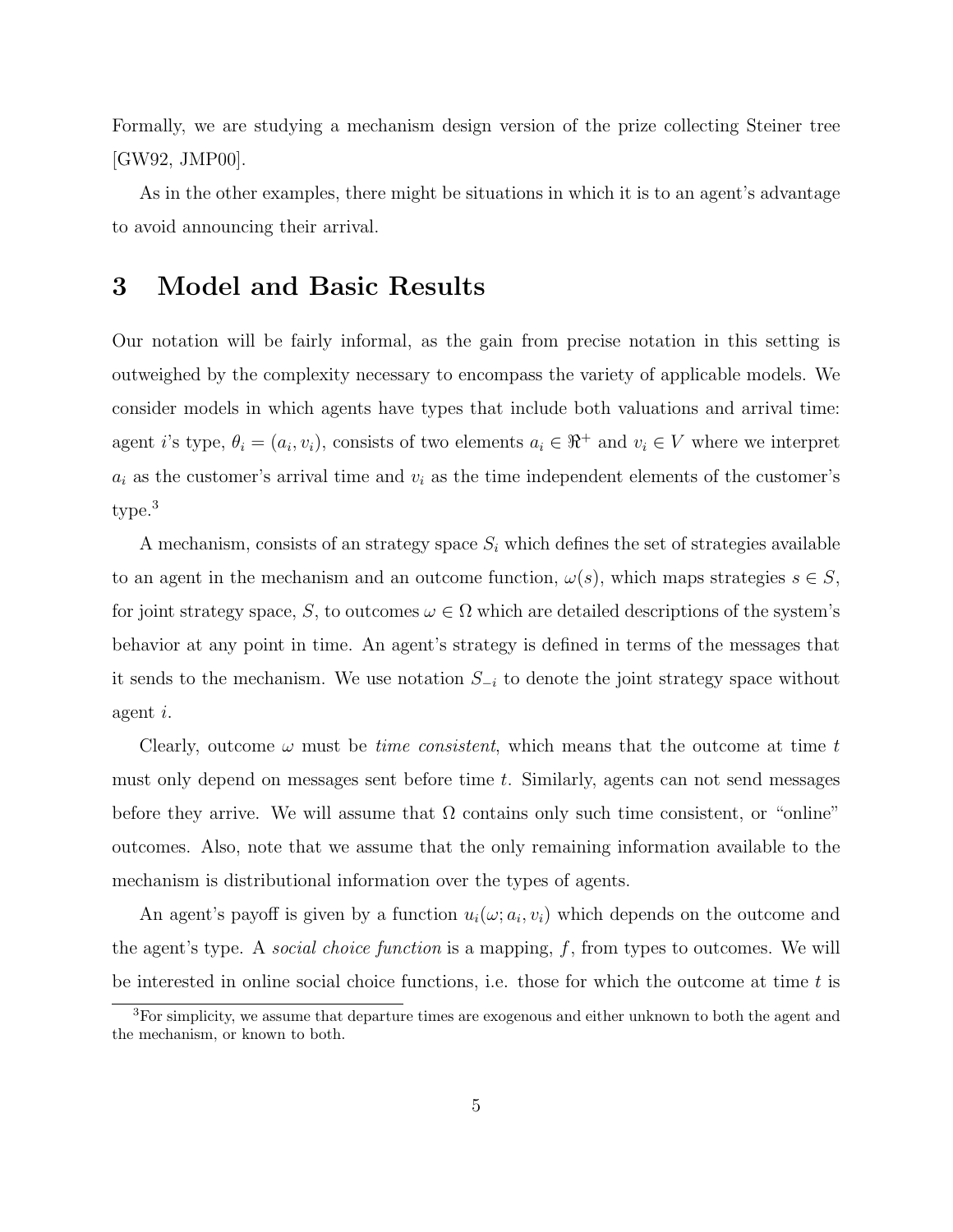Formally, we are studying a mechanism design version of the prize collecting Steiner tree [GW92, JMP00].

As in the other examples, there might be situations in which it is to an agent's advantage to avoid announcing their arrival.

# 3 Model and Basic Results

Our notation will be fairly informal, as the gain from precise notation in this setting is outweighed by the complexity necessary to encompass the variety of applicable models. We consider models in which agents have types that include both valuations and arrival time: agent $i$'s type, $\theta_i = (a_i, v_i)$, consists of two elements $a_i \in \Re^+$ and $v_i \in V$ where we interpret $a_i$ as the customer's arrival time and $v_i$ as the time independent elements of the customer's type.[3]

A mechanism, consists of an strategy space $S_i$ which defines the set of strategies available to an agent in the mechanism and an outcome function, $\omega(s)$, which maps strategies $s \in S$, for joint strategy space, $S$, to outcomes $\omega \in \Omega$ which are detailed descriptions of the system's behavior at any point in time. An agent's strategy is defined in terms of the messages that it sends to the mechanism. We use notation $S_{-i}$ to denote the joint strategy space without agent $i$.

Clearly, outcome $\omega$ must be *time consistent*, which means that the outcome at time $t$ must only depend on messages sent before time $t$. Similarly, agents can not send messages before they arrive. We will assume that $\Omega$ contains only such time consistent, or "online" outcomes. Also, note that we assume that the only remaining information available to the mechanism is distributional information over the types of agents.

An agent's payoff is given by a function $u_i(\omega; a_i, v_i)$ which depends on the outcome and the agent's type. A *social choice function* is a mapping, $f$, from types to outcomes. We will be interested in online social choice functions, i.e. those for which the outcome at time $t$ is

[3] For simplicity, we assume that departure times are exogenous and either unknown to both the agent and the mechanism, or known to both.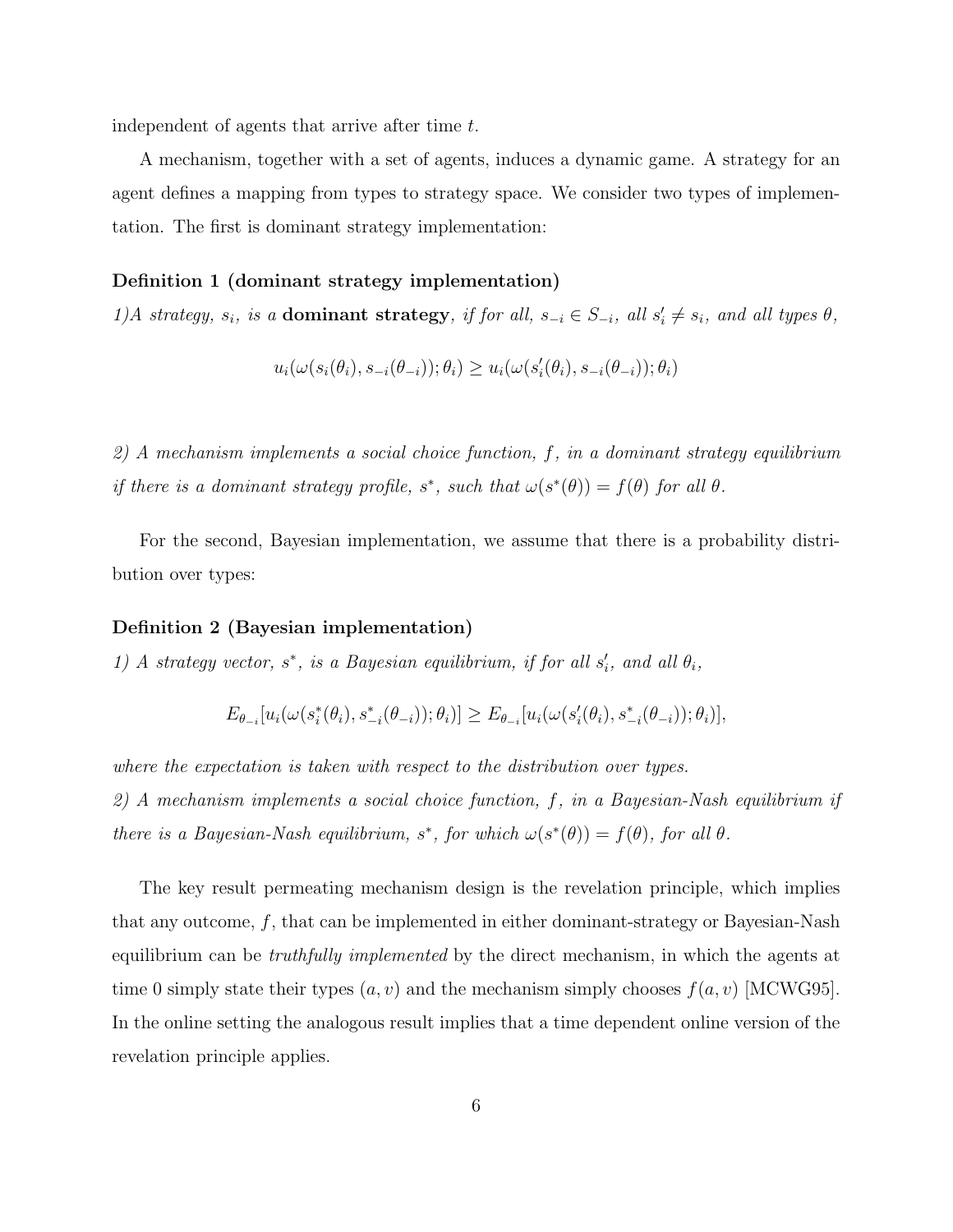independent of agents that arrive after time $t$.

A mechanism, together with a set of agents, induces a dynamic game. A strategy for an agent defines a mapping from types to strategy space. We consider two types of implementation. The first is dominant strategy implementation:

**Definition 1 (dominant strategy implementation)**

*1)A strategy, $s_i$, is a* **dominant strategy***, if for all, $s_{-i} \in S_{-i}$, all $s'_i \neq s_i$, and all types $\theta$,*

$$u_i(\omega(s_i(\theta_i), s_{-i}(\theta_{-i})); \theta_i) \geq u_i(\omega(s'_i(\theta_i), s_{-i}(\theta_{-i})); \theta_i)$$

*2) A mechanism implements a social choice function, $f$, in a dominant strategy equilibrium if there is a dominant strategy profile, $s^*$, such that $\omega(s^*(\theta)) = f(\theta)$ for all $\theta$.*

For the second, Bayesian implementation, we assume that there is a probability distribution over types:

**Definition 2 (Bayesian implementation)**

*1) A strategy vector, $s^*$, is a Bayesian equilibrium, if for all $s'_i$, and all $\theta_i$,*

$$E_{\theta_{-i}}[u_i(\omega(s^*_i(\theta_i), s^*_{-i}(\theta_{-i})); \theta_i)] \geq E_{\theta_{-i}}[u_i(\omega(s'_i(\theta_i), s^*_{-i}(\theta_{-i})); \theta_i)],$$

*where the expectation is taken with respect to the distribution over types.*

*2) A mechanism implements a social choice function, $f$, in a Bayesian-Nash equilibrium if there is a Bayesian-Nash equilibrium, $s^*$, for which $\omega(s^*(\theta)) = f(\theta)$, for all $\theta$.*

The key result permeating mechanism design is the revelation principle, which implies that any outcome, $f$, that can be implemented in either dominant-strategy or Bayesian-Nash equilibrium can be *truthfully implemented* by the direct mechanism, in which the agents at time 0 simply state their types $(a, v)$ and the mechanism simply chooses $f(a, v)$ [MCWG95]. In the online setting the analogous result implies that a time dependent online version of the revelation principle applies.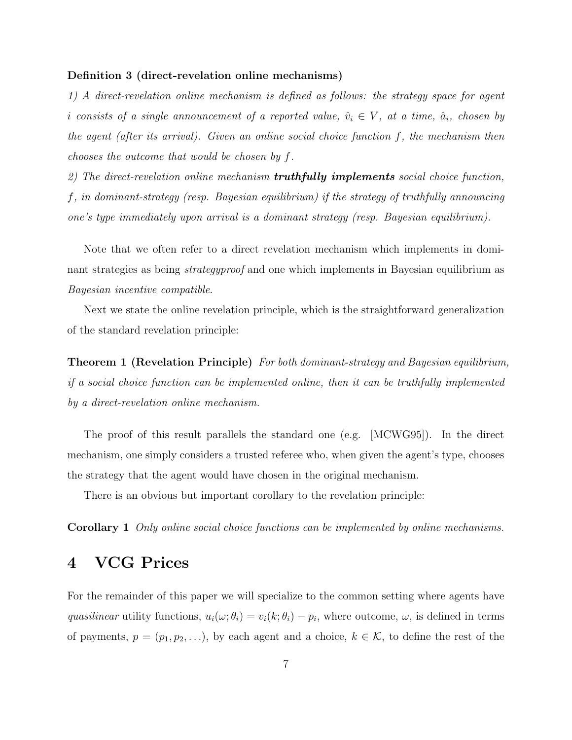**Definition 3 (direct-revelation online mechanisms)**

*1) A direct-revelation online mechanism is defined as follows: the strategy space for agent $i$ consists of a single announcement of a reported value, $\hat{v}_i \in V$, at a time, $\hat{a}_i$, chosen by the agent (after its arrival). Given an online social choice function $f$, the mechanism then chooses the outcome that would be chosen by $f$.*

*2) The direct-revelation online mechanism* ***truthfully implements*** *social choice function, $f$, in dominant-strategy (resp. Bayesian equilibrium) if the strategy of truthfully announcing one's type immediately upon arrival is a dominant strategy (resp. Bayesian equilibrium).*

Note that we often refer to a direct revelation mechanism which implements in dominant strategies as being *strategyproof* and one which implements in Bayesian equilibrium as *Bayesian incentive compatible*.

Next we state the online revelation principle, which is the straightforward generalization of the standard revelation principle:

**Theorem 1 (Revelation Principle)** *For both dominant-strategy and Bayesian equilibrium, if a social choice function can be implemented online, then it can be truthfully implemented by a direct-revelation online mechanism.*

The proof of this result parallels the standard one (e.g. [MCWG95]). In the direct mechanism, one simply considers a trusted referee who, when given the agent's type, chooses the strategy that the agent would have chosen in the original mechanism.

There is an obvious but important corollary to the revelation principle:

**Corollary 1** *Only online social choice functions can be implemented by online mechanisms.*

# 4 VCG Prices

For the remainder of this paper we will specialize to the common setting where agents have *quasilinear* utility functions, $u_i(\omega; \theta_i) = v_i(k; \theta_i) - p_i$, where outcome, $\omega$, is defined in terms of payments, $p = (p_1, p_2, \ldots)$, by each agent and a choice, $k \in \mathcal{K}$, to define the rest of the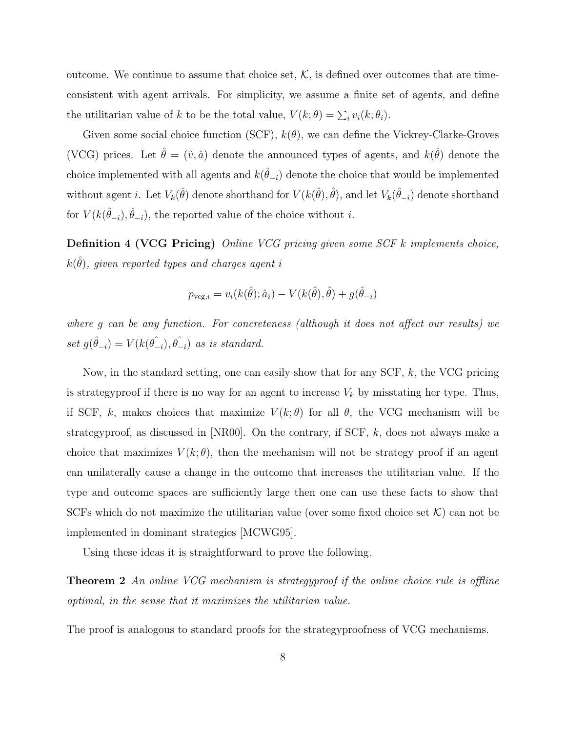outcome. We continue to assume that choice set, $\mathcal{K}$, is defined over outcomes that are time-consistent with agent arrivals. For simplicity, we assume a finite set of agents, and define the utilitarian value of $k$ to be the total value, $V(k;\theta) = \sum_i v_i(k;\theta_i)$.

Given some social choice function (SCF), $k(\theta)$, we can define the Vickrey-Clarke-Groves (VCG) prices. Let $\hat{\theta} = (\hat{v}, \hat{a})$ denote the announced types of agents, and $k(\hat{\theta})$ denote the choice implemented with all agents and $k(\hat{\theta}_{-i})$ denote the choice that would be implemented without agent $i$. Let $V_k(\hat{\theta})$ denote shorthand for $V(k(\hat{\theta}), \hat{\theta})$, and let $V_k(\hat{\theta}_{-i})$ denote shorthand for $V(k(\hat{\theta}_{-i}), \hat{\theta}_{-i})$, the reported value of the choice without $i$.

**Definition 4 (VCG Pricing)** *Online VCG pricing given some SCF $k$ implements choice, $k(\hat{\theta})$, given reported types and charges agent $i$*

$$p_{\text{vcg},i} = v_i(k(\hat{\theta}); \hat{a}_i) - V(k(\hat{\theta}), \hat{\theta}) + g(\hat{\theta}_{-i})$$

*where $g$ can be any function. For concreteness (although it does not affect our results) we set $g(\hat{\theta}_{-i}) = V(k(\hat{\theta_{-i}}), \hat{\theta_{-i}})$ as is standard.*

Now, in the standard setting, one can easily show that for any SCF, $k$, the VCG pricing is strategyproof if there is no way for an agent to increase $V_k$ by misstating her type. Thus, if SCF, $k$, makes choices that maximize $V(k;\theta)$ for all $\theta$, the VCG mechanism will be strategyproof, as discussed in [NR00]. On the contrary, if SCF, $k$, does not always make a choice that maximizes $V(k;\theta)$, then the mechanism will not be strategy proof if an agent can unilaterally cause a change in the outcome that increases the utilitarian value. If the type and outcome spaces are sufficiently large then one can use these facts to show that SCFs which do not maximize the utilitarian value (over some fixed choice set $\mathcal{K}$) can not be implemented in dominant strategies [MCWG95].

Using these ideas it is straightforward to prove the following.

**Theorem 2** *An online VCG mechanism is strategyproof if the online choice rule is offline optimal, in the sense that it maximizes the utilitarian value.*

The proof is analogous to standard proofs for the strategyproofness of VCG mechanisms.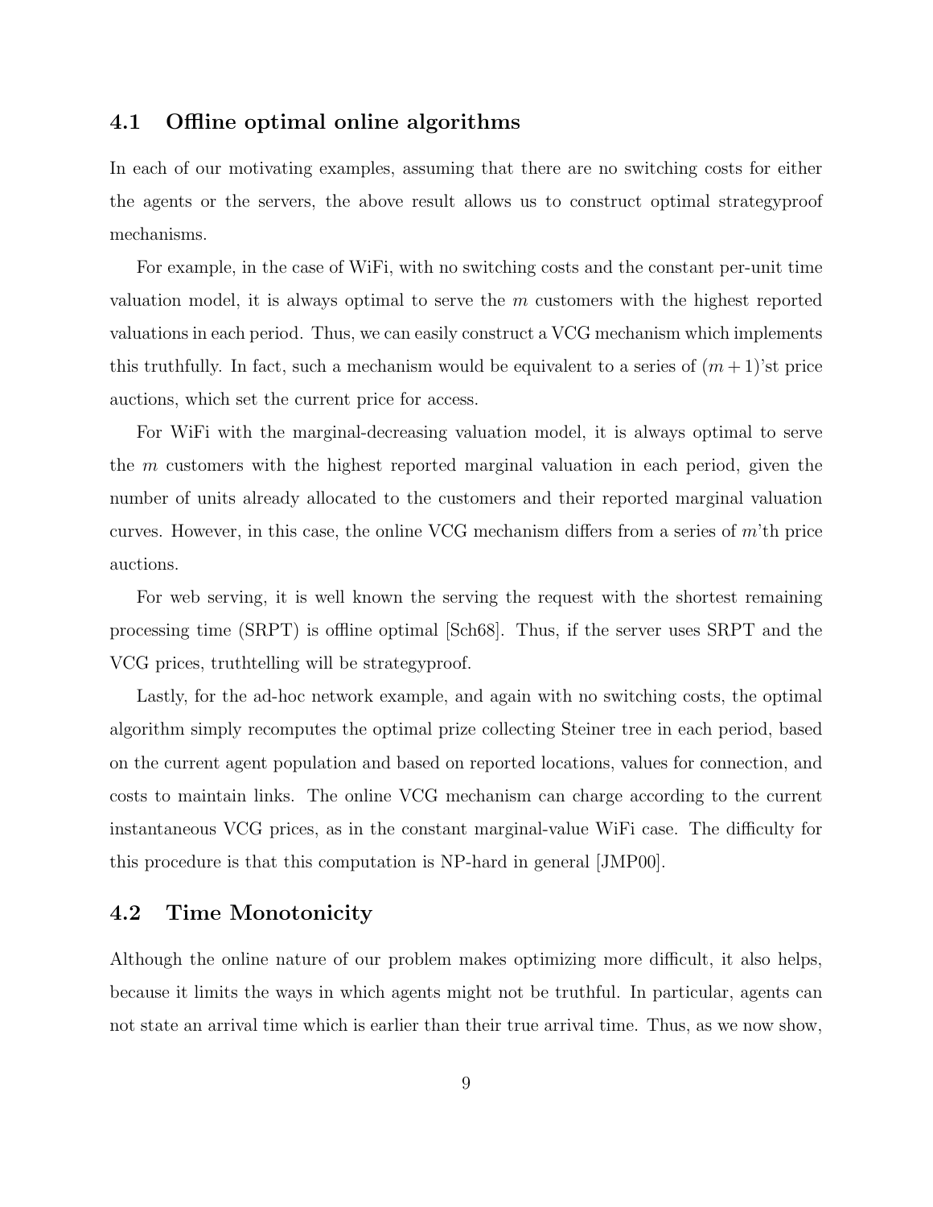## 4.1 Offline optimal online algorithms

In each of our motivating examples, assuming that there are no switching costs for either the agents or the servers, the above result allows us to construct optimal strategyproof mechanisms.

For example, in the case of WiFi, with no switching costs and the constant per-unit time valuation model, it is always optimal to serve the $m$ customers with the highest reported valuations in each period. Thus, we can easily construct a VCG mechanism which implements this truthfully. In fact, such a mechanism would be equivalent to a series of $(m+1)$'st price auctions, which set the current price for access.

For WiFi with the marginal-decreasing valuation model, it is always optimal to serve the $m$ customers with the highest reported marginal valuation in each period, given the number of units already allocated to the customers and their reported marginal valuation curves. However, in this case, the online VCG mechanism differs from a series of $m$'th price auctions.

For web serving, it is well known the serving the request with the shortest remaining processing time (SRPT) is offline optimal [Sch68]. Thus, if the server uses SRPT and the VCG prices, truthtelling will be strategyproof.

Lastly, for the ad-hoc network example, and again with no switching costs, the optimal algorithm simply recomputes the optimal prize collecting Steiner tree in each period, based on the current agent population and based on reported locations, values for connection, and costs to maintain links. The online VCG mechanism can charge according to the current instantaneous VCG prices, as in the constant marginal-value WiFi case. The difficulty for this procedure is that this computation is NP-hard in general [JMP00].

## 4.2 Time Monotonicity

Although the online nature of our problem makes optimizing more difficult, it also helps, because it limits the ways in which agents might not be truthful. In particular, agents can not state an arrival time which is earlier than their true arrival time. Thus, as we now show,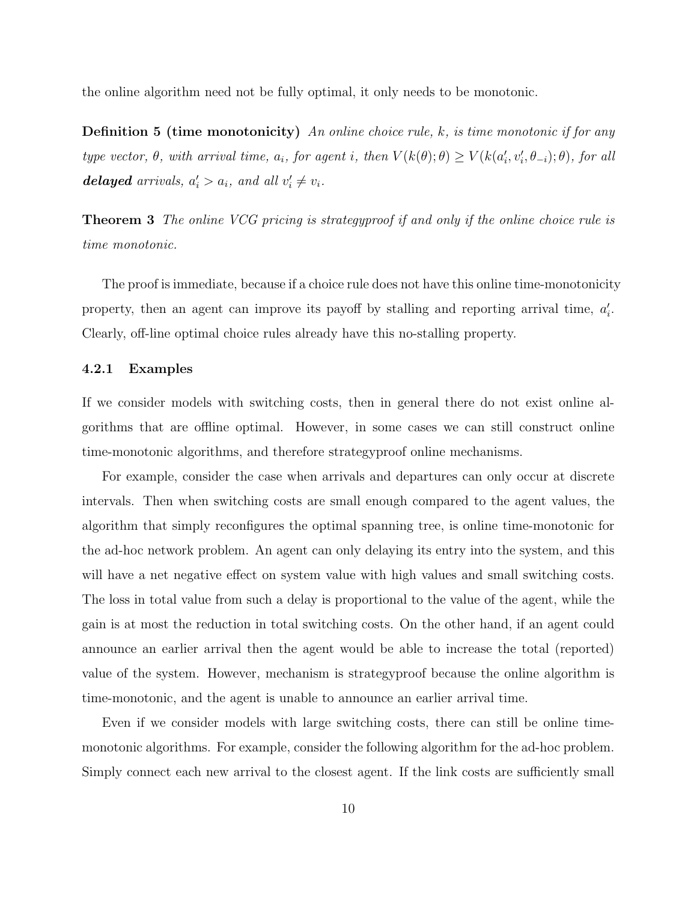the online algorithm need not be fully optimal, it only needs to be monotonic.

**Definition 5 (time monotonicity)** *An online choice rule, $k$, is time monotonic if for any type vector, $\theta$, with arrival time, $a_i$, for agent $i$, then $V(k(\theta);\theta) \geq V(k(a_i', v_i', \theta_{-i});\theta)$, for all* ***delayed*** *arrivals, $a_i' > a_i$, and all $v_i' \neq v_i$.*

**Theorem 3** *The online VCG pricing is strategyproof if and only if the online choice rule is time monotonic.*

The proof is immediate, because if a choice rule does not have this online time-monotonicity property, then an agent can improve its payoff by stalling and reporting arrival time, $a_i'$. Clearly, off-line optimal choice rules already have this no-stalling property.

#### 4.2.1 Examples

If we consider models with switching costs, then in general there do not exist online algorithms that are offline optimal. However, in some cases we can still construct online time-monotonic algorithms, and therefore strategyproof online mechanisms.

For example, consider the case when arrivals and departures can only occur at discrete intervals. Then when switching costs are small enough compared to the agent values, the algorithm that simply reconfigures the optimal spanning tree, is online time-monotonic for the ad-hoc network problem. An agent can only delaying its entry into the system, and this will have a net negative effect on system value with high values and small switching costs. The loss in total value from such a delay is proportional to the value of the agent, while the gain is at most the reduction in total switching costs. On the other hand, if an agent could announce an earlier arrival then the agent would be able to increase the total (reported) value of the system. However, mechanism is strategyproof because the online algorithm is time-monotonic, and the agent is unable to announce an earlier arrival time.

Even if we consider models with large switching costs, there can still be online time-monotonic algorithms. For example, consider the following algorithm for the ad-hoc problem. Simply connect each new arrival to the closest agent. If the link costs are sufficiently small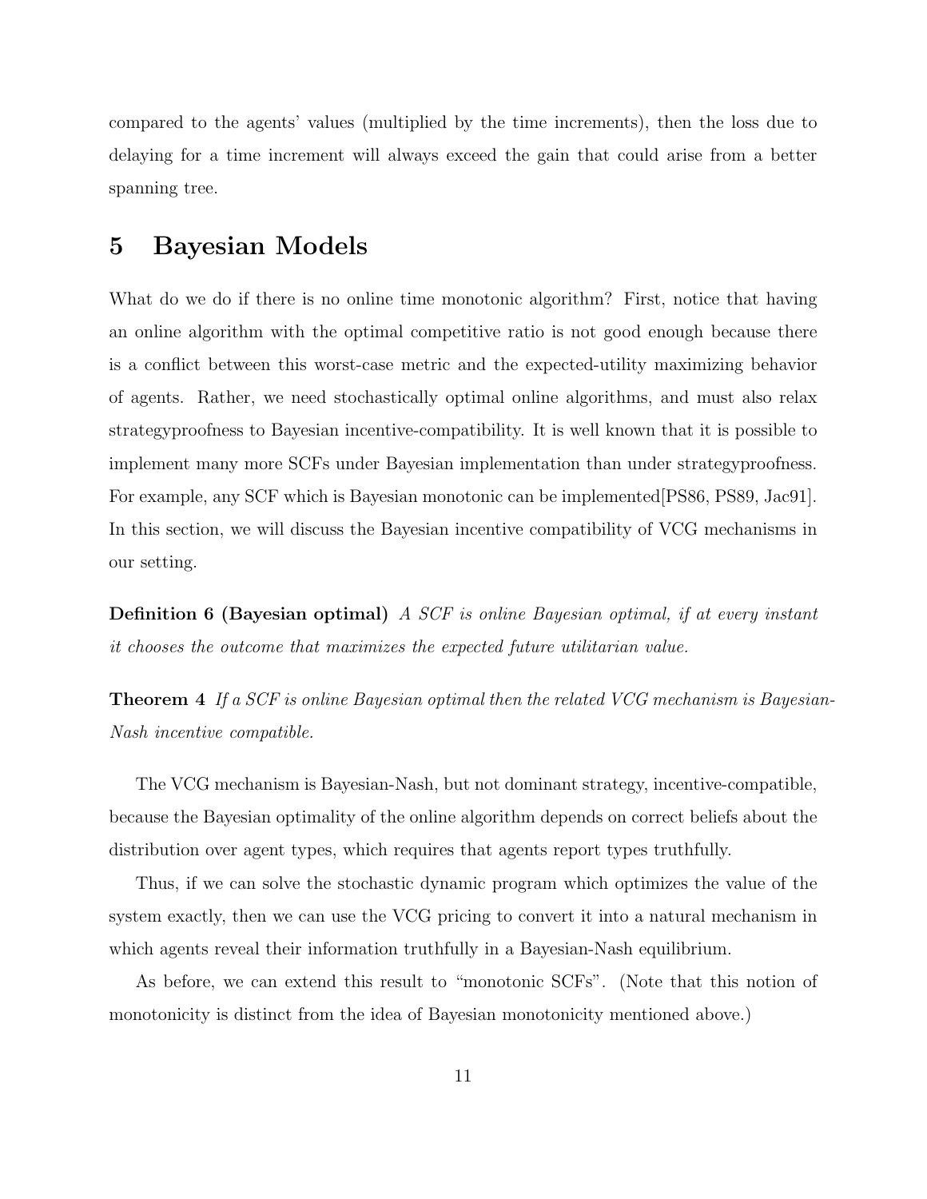compared to the agents' values (multiplied by the time increments), then the loss due to delaying for a time increment will always exceed the gain that could arise from a better spanning tree.

# 5 Bayesian Models

What do we do if there is no online time monotonic algorithm? First, notice that having an online algorithm with the optimal competitive ratio is not good enough because there is a conflict between this worst-case metric and the expected-utility maximizing behavior of agents. Rather, we need stochastically optimal online algorithms, and must also relax strategyproofness to Bayesian incentive-compatibility. It is well known that it is possible to implement many more SCFs under Bayesian implementation than under strategyproofness. For example, any SCF which is Bayesian monotonic can be implemented[PS86, PS89, Jac91]. In this section, we will discuss the Bayesian incentive compatibility of VCG mechanisms in our setting.

**Definition 6 (Bayesian optimal)** *A SCF is online Bayesian optimal, if at every instant it chooses the outcome that maximizes the expected future utilitarian value.*

**Theorem 4** *If a SCF is online Bayesian optimal then the related VCG mechanism is Bayesian-Nash incentive compatible.*

The VCG mechanism is Bayesian-Nash, but not dominant strategy, incentive-compatible, because the Bayesian optimality of the online algorithm depends on correct beliefs about the distribution over agent types, which requires that agents report types truthfully.

Thus, if we can solve the stochastic dynamic program which optimizes the value of the system exactly, then we can use the VCG pricing to convert it into a natural mechanism in which agents reveal their information truthfully in a Bayesian-Nash equilibrium.

As before, we can extend this result to "monotonic SCFs". (Note that this notion of monotonicity is distinct from the idea of Bayesian monotonicity mentioned above.)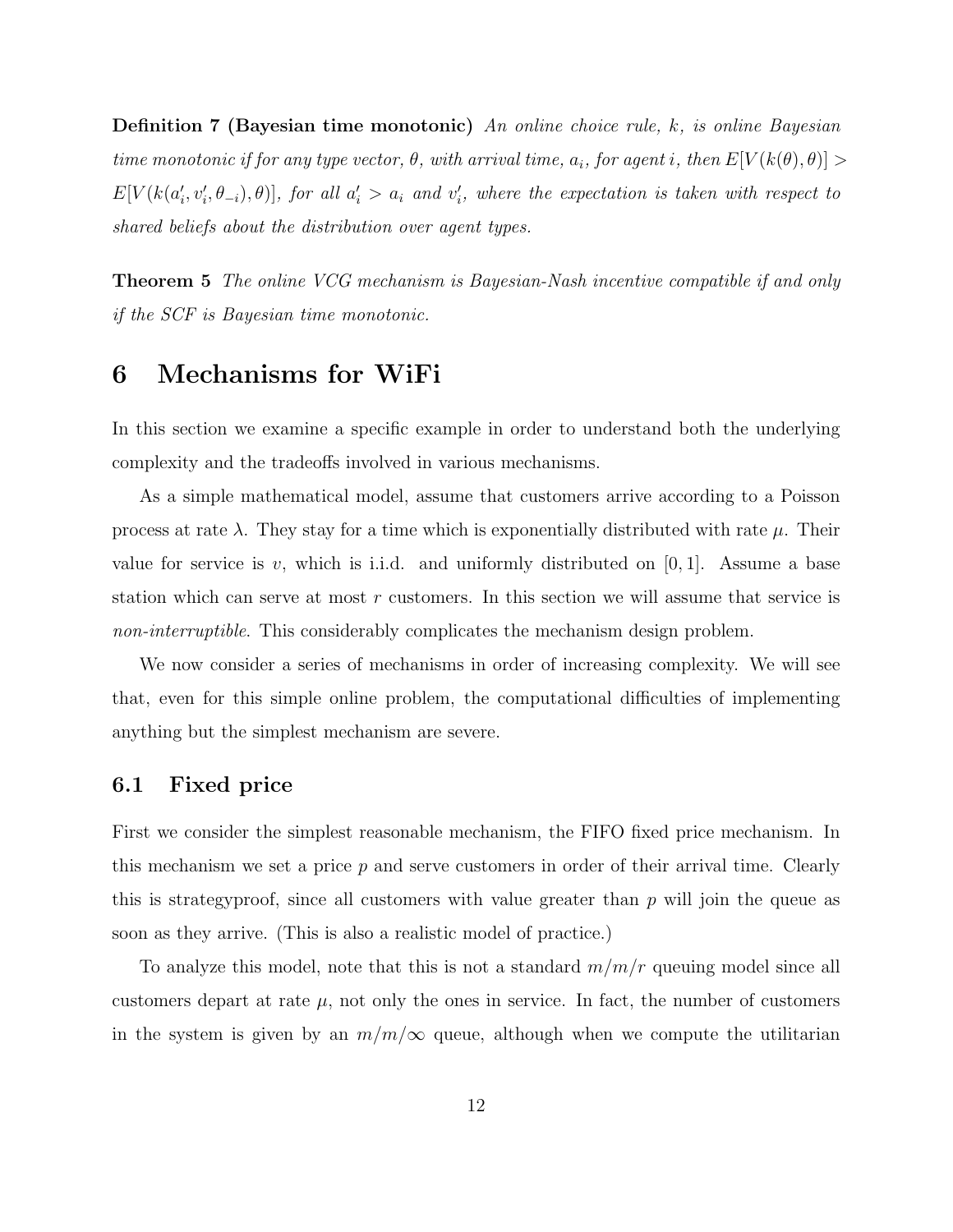**Definition 7 (Bayesian time monotonic)** *An online choice rule, $k$, is online Bayesian time monotonic if for any type vector, $\theta$, with arrival time, $a_i$, for agent $i$, then $E[V(k(\theta), \theta)] > E[V(k(a_i', v_i', \theta_{-i}), \theta)]$, for all $a_i' > a_i$ and $v_i'$, where the expectation is taken with respect to shared beliefs about the distribution over agent types.*

**Theorem 5** *The online VCG mechanism is Bayesian-Nash incentive compatible if and only if the SCF is Bayesian time monotonic.*

# 6 Mechanisms for WiFi

In this section we examine a specific example in order to understand both the underlying complexity and the tradeoffs involved in various mechanisms.

As a simple mathematical model, assume that customers arrive according to a Poisson process at rate $\lambda$. They stay for a time which is exponentially distributed with rate $\mu$. Their value for service is $v$, which is i.i.d. and uniformly distributed on $[0, 1]$. Assume a base station which can serve at most $r$ customers. In this section we will assume that service is *non-interruptible*. This considerably complicates the mechanism design problem.

We now consider a series of mechanisms in order of increasing complexity. We will see that, even for this simple online problem, the computational difficulties of implementing anything but the simplest mechanism are severe.

## 6.1 Fixed price

First we consider the simplest reasonable mechanism, the FIFO fixed price mechanism. In this mechanism we set a price $p$ and serve customers in order of their arrival time. Clearly this is strategyproof, since all customers with value greater than $p$ will join the queue as soon as they arrive. (This is also a realistic model of practice.)

To analyze this model, note that this is not a standard $m/m/r$ queuing model since all customers depart at rate $\mu$, not only the ones in service. In fact, the number of customers in the system is given by an $m/m/\infty$ queue, although when we compute the utilitarian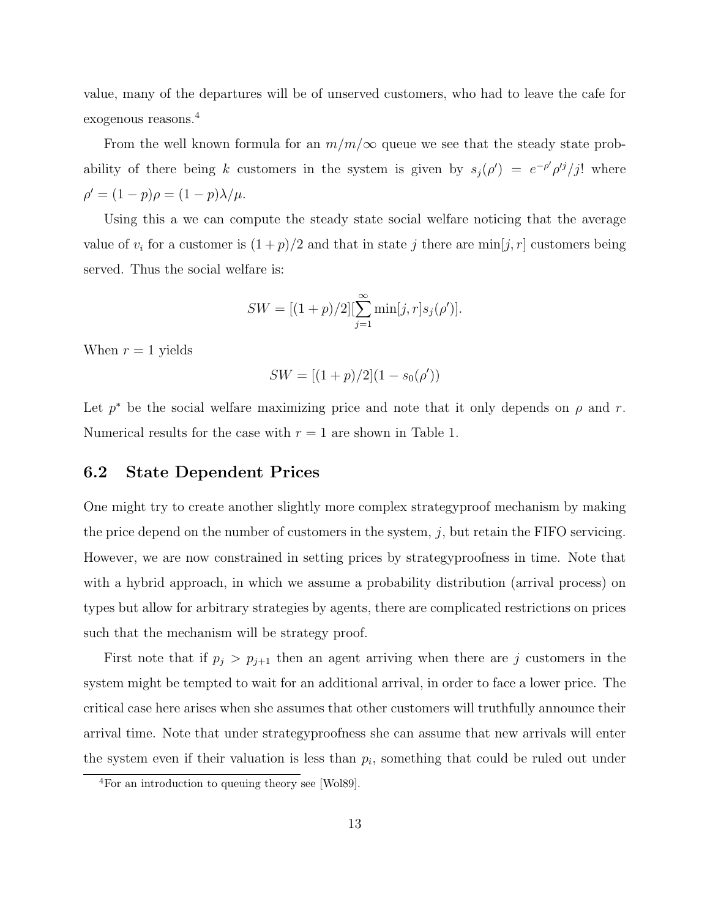value, many of the departures will be of unserved customers, who had to leave the cafe for exogenous reasons.[4]

From the well known formula for an $m/m/\infty$ queue we see that the steady state probability of there being $k$ customers in the system is given by $s_j(\rho') = e^{-\rho'}\rho'^j/j!$ where $\rho' = (1-p)\rho = (1-p)\lambda/\mu$.

Using this a we can compute the steady state social welfare noticing that the average value of $v_i$ for a customer is $(1+p)/2$ and that in state $j$ there are $\min[j, r]$ customers being served. Thus the social welfare is:

$$SW = [(1+p)/2][\sum_{j=1}^{\infty} \min[j, r] s_j(\rho')].$$

When $r = 1$ yields

$$SW = [(1+p)/2](1 - s_0(\rho'))$$

Let $p^*$ be the social welfare maximizing price and note that it only depends on $\rho$ and $r$. Numerical results for the case with $r = 1$ are shown in Table 1.

## 6.2 State Dependent Prices

One might try to create another slightly more complex strategyproof mechanism by making the price depend on the number of customers in the system, $j$, but retain the FIFO servicing. However, we are now constrained in setting prices by strategyproofness in time. Note that with a hybrid approach, in which we assume a probability distribution (arrival process) on types but allow for arbitrary strategies by agents, there are complicated restrictions on prices such that the mechanism will be strategy proof.

First note that if $p_j > p_{j+1}$ then an agent arriving when there are $j$ customers in the system might be tempted to wait for an additional arrival, in order to face a lower price. The critical case here arises when she assumes that other customers will truthfully announce their arrival time. Note that under strategyproofness she can assume that new arrivals will enter the system even if their valuation is less than $p_i$, something that could be ruled out under

[4]For an introduction to queuing theory see [Wol89].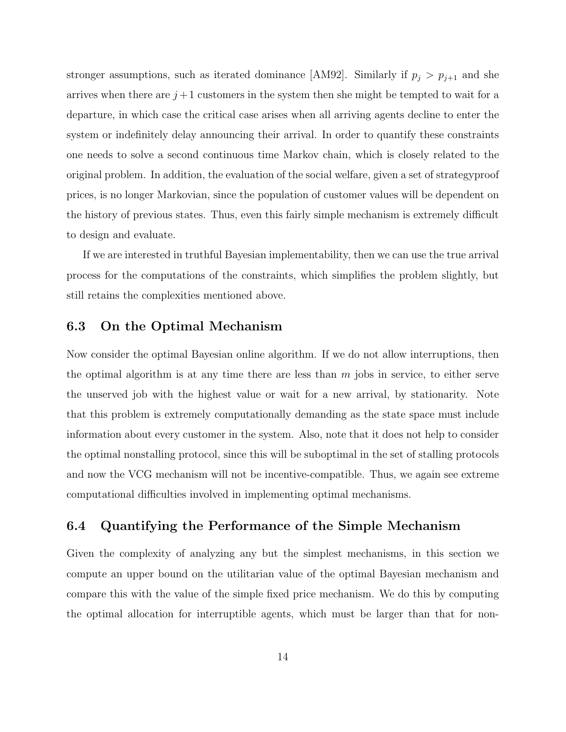stronger assumptions, such as iterated dominance [AM92]. Similarly if $p_j > p_{j+1}$ and she arrives when there are $j+1$ customers in the system then she might be tempted to wait for a departure, in which case the critical case arises when all arriving agents decline to enter the system or indefinitely delay announcing their arrival. In order to quantify these constraints one needs to solve a second continuous time Markov chain, which is closely related to the original problem. In addition, the evaluation of the social welfare, given a set of strategyproof prices, is no longer Markovian, since the population of customer values will be dependent on the history of previous states. Thus, even this fairly simple mechanism is extremely difficult to design and evaluate.

If we are interested in truthful Bayesian implementability, then we can use the true arrival process for the computations of the constraints, which simplifies the problem slightly, but still retains the complexities mentioned above.

## 6.3 On the Optimal Mechanism

Now consider the optimal Bayesian online algorithm. If we do not allow interruptions, then the optimal algorithm is at any time there are less than $m$ jobs in service, to either serve the unserved job with the highest value or wait for a new arrival, by stationarity. Note that this problem is extremely computationally demanding as the state space must include information about every customer in the system. Also, note that it does not help to consider the optimal nonstalling protocol, since this will be suboptimal in the set of stalling protocols and now the VCG mechanism will not be incentive-compatible. Thus, we again see extreme computational difficulties involved in implementing optimal mechanisms.

## 6.4 Quantifying the Performance of the Simple Mechanism

Given the complexity of analyzing any but the simplest mechanisms, in this section we compute an upper bound on the utilitarian value of the optimal Bayesian mechanism and compare this with the value of the simple fixed price mechanism. We do this by computing the optimal allocation for interruptible agents, which must be larger than that for non-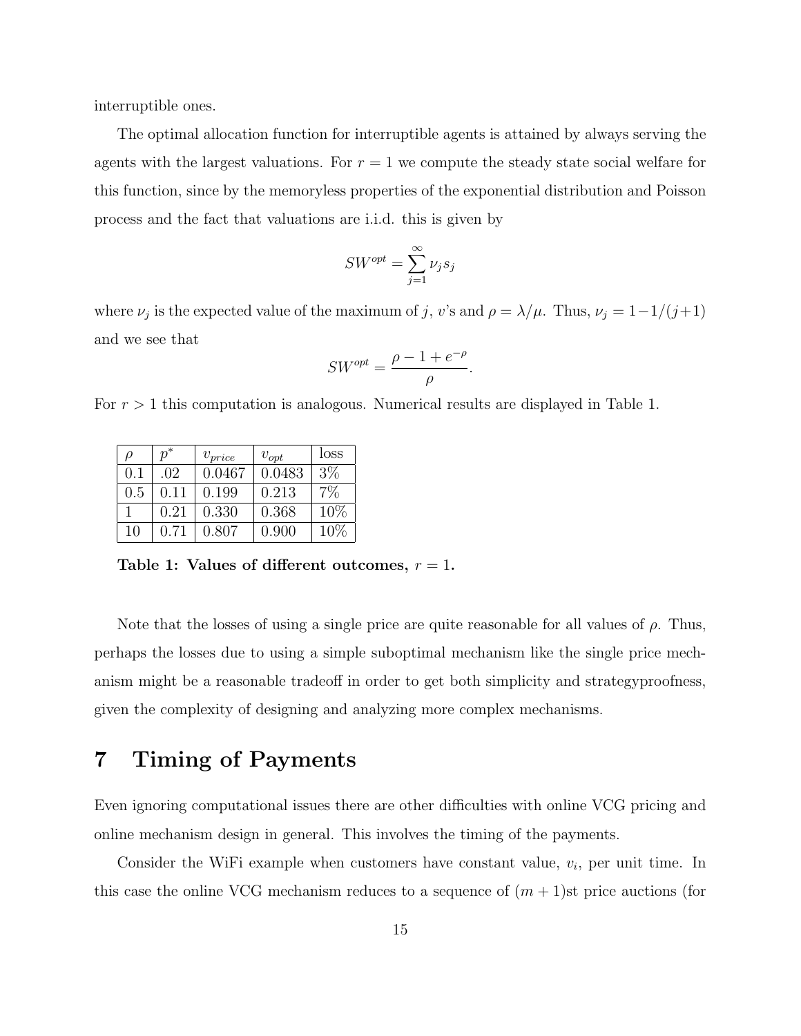interruptible ones.

The optimal allocation function for interruptible agents is attained by always serving the agents with the largest valuations. For $r = 1$ we compute the steady state social welfare for this function, since by the memoryless properties of the exponential distribution and Poisson process and the fact that valuations are i.i.d. this is given by

$$SW^{opt} = \sum_{j=1}^{\infty} \nu_j s_j$$

where $\nu_j$ is the expected value of the maximum of $j$, $v$'s and $\rho = \lambda/\mu$. Thus, $\nu_j = 1 - 1/(j+1)$ and we see that

$$SW^{opt} = \frac{\rho - 1 + e^{-\rho}}{\rho}.$$

For $r > 1$ this computation is analogous. Numerical results are displayed in Table 1.

| $\rho$ | $p^*$ | $v_{price}$ | $v_{opt}$ | loss |
|---|---|---|---|---|
| 0.1 | .02 | 0.0467 | 0.0483 | 3% |
| 0.5 | 0.11 | 0.199 | 0.213 | 7% |
| 1 | 0.21 | 0.330 | 0.368 | 10% |
| 10 | 0.71 | 0.807 | 0.900 | 10% |

**Table 1: Values of different outcomes,** $r = 1$**.**

Note that the losses of using a single price are quite reasonable for all values of $\rho$. Thus, perhaps the losses due to using a simple suboptimal mechanism like the single price mechanism might be a reasonable tradeoff in order to get both simplicity and strategyproofness, given the complexity of designing and analyzing more complex mechanisms.

# 7 Timing of Payments

Even ignoring computational issues there are other difficulties with online VCG pricing and online mechanism design in general. This involves the timing of the payments.

Consider the WiFi example when customers have constant value, $v_i$, per unit time. In this case the online VCG mechanism reduces to a sequence of $(m+1)$st price auctions (for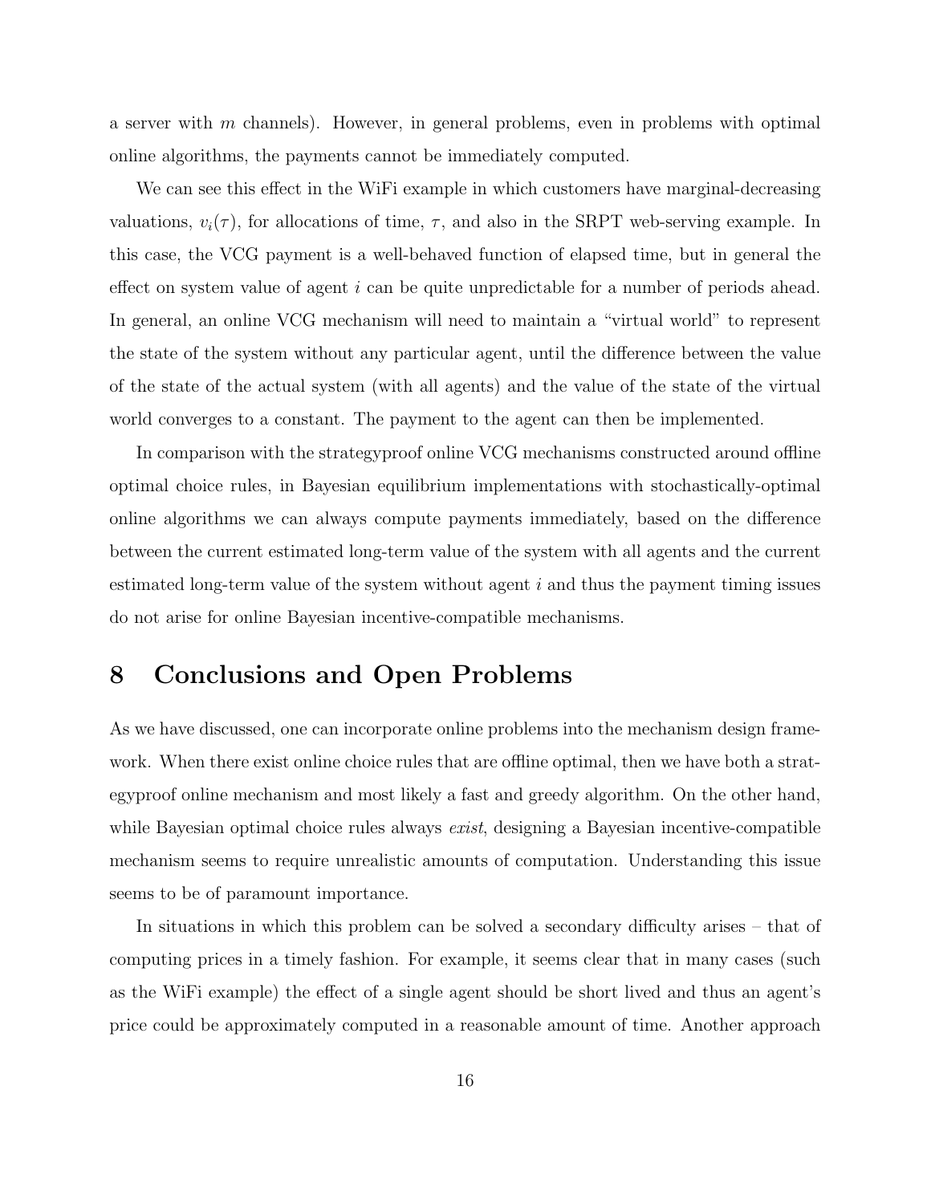a server with $m$ channels). However, in general problems, even in problems with optimal online algorithms, the payments cannot be immediately computed.

We can see this effect in the WiFi example in which customers have marginal-decreasing valuations, $v_i(\tau)$, for allocations of time, $\tau$, and also in the SRPT web-serving example. In this case, the VCG payment is a well-behaved function of elapsed time, but in general the effect on system value of agent $i$ can be quite unpredictable for a number of periods ahead. In general, an online VCG mechanism will need to maintain a "virtual world" to represent the state of the system without any particular agent, until the difference between the value of the state of the actual system (with all agents) and the value of the state of the virtual world converges to a constant. The payment to the agent can then be implemented.

In comparison with the strategyproof online VCG mechanisms constructed around offline optimal choice rules, in Bayesian equilibrium implementations with stochastically-optimal online algorithms we can always compute payments immediately, based on the difference between the current estimated long-term value of the system with all agents and the current estimated long-term value of the system without agent $i$ and thus the payment timing issues do not arise for online Bayesian incentive-compatible mechanisms.

# 8 Conclusions and Open Problems

As we have discussed, one can incorporate online problems into the mechanism design framework. When there exist online choice rules that are offline optimal, then we have both a strategyproof online mechanism and most likely a fast and greedy algorithm. On the other hand, while Bayesian optimal choice rules always *exist*, designing a Bayesian incentive-compatible mechanism seems to require unrealistic amounts of computation. Understanding this issue seems to be of paramount importance.

In situations in which this problem can be solved a secondary difficulty arises – that of computing prices in a timely fashion. For example, it seems clear that in many cases (such as the WiFi example) the effect of a single agent should be short lived and thus an agent's price could be approximately computed in a reasonable amount of time. Another approach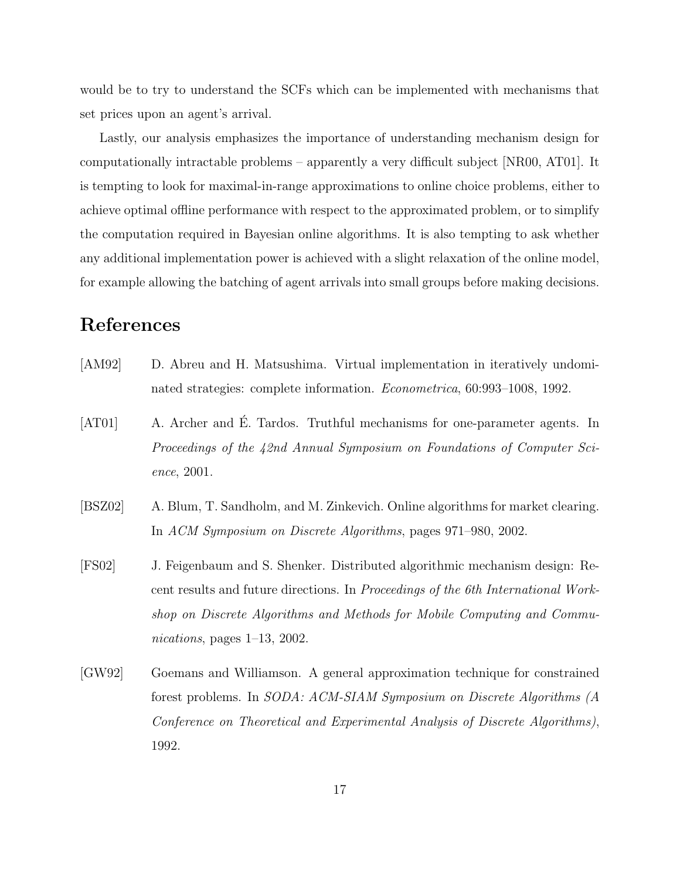would be to try to understand the SCFs which can be implemented with mechanisms that set prices upon an agent's arrival.

Lastly, our analysis emphasizes the importance of understanding mechanism design for computationally intractable problems – apparently a very difficult subject [NR00, AT01]. It is tempting to look for maximal-in-range approximations to online choice problems, either to achieve optimal offline performance with respect to the approximated problem, or to simplify the computation required in Bayesian online algorithms. It is also tempting to ask whether any additional implementation power is achieved with a slight relaxation of the online model, for example allowing the batching of agent arrivals into small groups before making decisions.

# References

[AM92] D. Abreu and H. Matsushima. Virtual implementation in iteratively undominated strategies: complete information. *Econometrica*, 60:993–1008, 1992.

[AT01] A. Archer and É. Tardos. Truthful mechanisms for one-parameter agents. In *Proceedings of the 42nd Annual Symposium on Foundations of Computer Science*, 2001.

[BSZ02] A. Blum, T. Sandholm, and M. Zinkevich. Online algorithms for market clearing. In *ACM Symposium on Discrete Algorithms*, pages 971–980, 2002.

[FS02] J. Feigenbaum and S. Shenker. Distributed algorithmic mechanism design: Recent results and future directions. In *Proceedings of the 6th International Workshop on Discrete Algorithms and Methods for Mobile Computing and Communications*, pages 1–13, 2002.

[GW92] Goemans and Williamson. A general approximation technique for constrained forest problems. In *SODA: ACM-SIAM Symposium on Discrete Algorithms (A Conference on Theoretical and Experimental Analysis of Discrete Algorithms)*, 1992.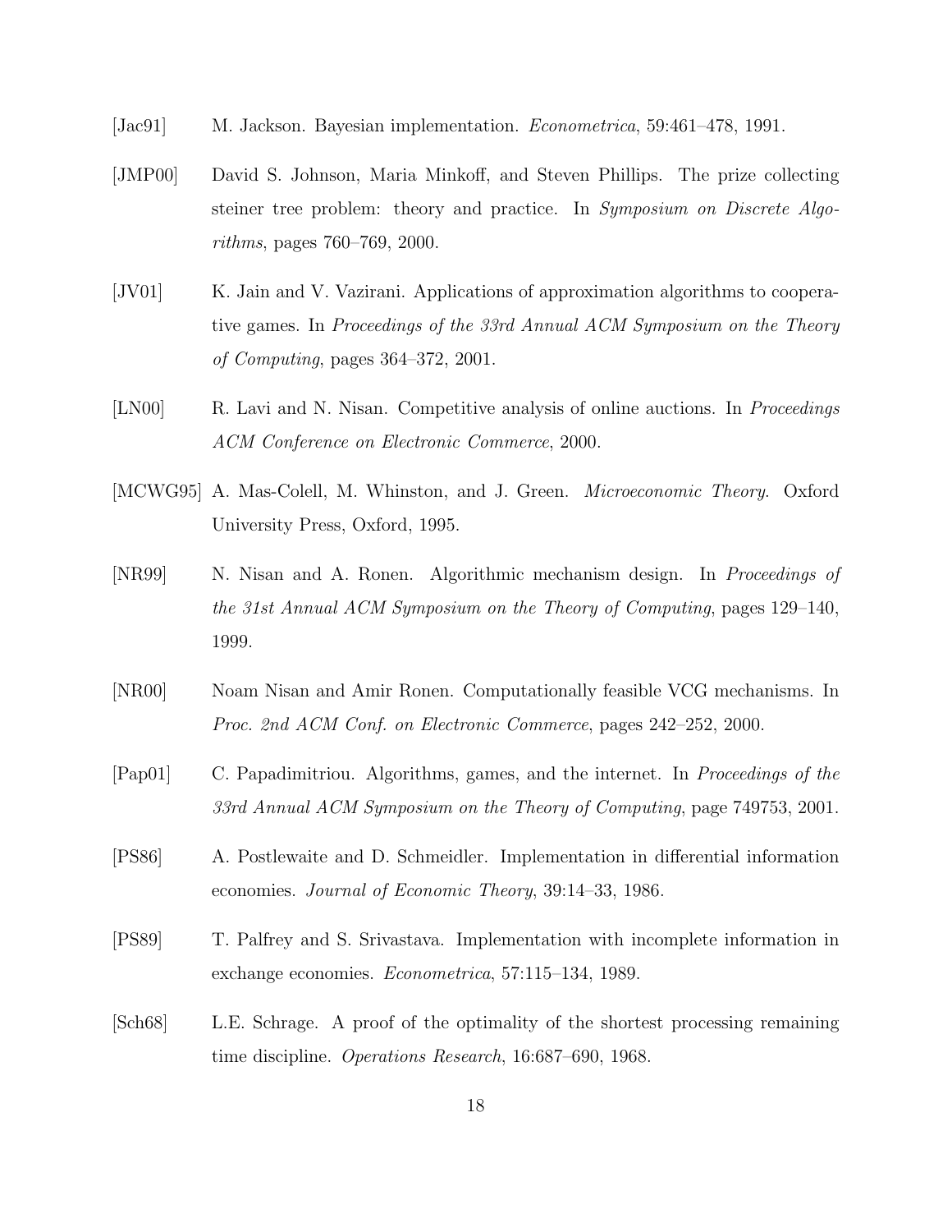[Jac91] M. Jackson. Bayesian implementation. *Econometrica*, 59:461–478, 1991.

[JMP00] David S. Johnson, Maria Minkoff, and Steven Phillips. The prize collecting steiner tree problem: theory and practice. In *Symposium on Discrete Algorithms*, pages 760–769, 2000.

[JV01] K. Jain and V. Vazirani. Applications of approximation algorithms to cooperative games. In *Proceedings of the 33rd Annual ACM Symposium on the Theory of Computing*, pages 364–372, 2001.

[LN00] R. Lavi and N. Nisan. Competitive analysis of online auctions. In *Proceedings ACM Conference on Electronic Commerce*, 2000.

[MCWG95] A. Mas-Colell, M. Whinston, and J. Green. *Microeconomic Theory*. Oxford University Press, Oxford, 1995.

[NR99] N. Nisan and A. Ronen. Algorithmic mechanism design. In *Proceedings of the 31st Annual ACM Symposium on the Theory of Computing*, pages 129–140, 1999.

[NR00] Noam Nisan and Amir Ronen. Computationally feasible VCG mechanisms. In *Proc. 2nd ACM Conf. on Electronic Commerce*, pages 242–252, 2000.

[Pap01] C. Papadimitriou. Algorithms, games, and the internet. In *Proceedings of the 33rd Annual ACM Symposium on the Theory of Computing*, page 749753, 2001.

[PS86] A. Postlewaite and D. Schmeidler. Implementation in differential information economies. *Journal of Economic Theory*, 39:14–33, 1986.

[PS89] T. Palfrey and S. Srivastava. Implementation with incomplete information in exchange economies. *Econometrica*, 57:115–134, 1989.

[Sch68] L.E. Schrage. A proof of the optimality of the shortest processing remaining time discipline. *Operations Research*, 16:687–690, 1968.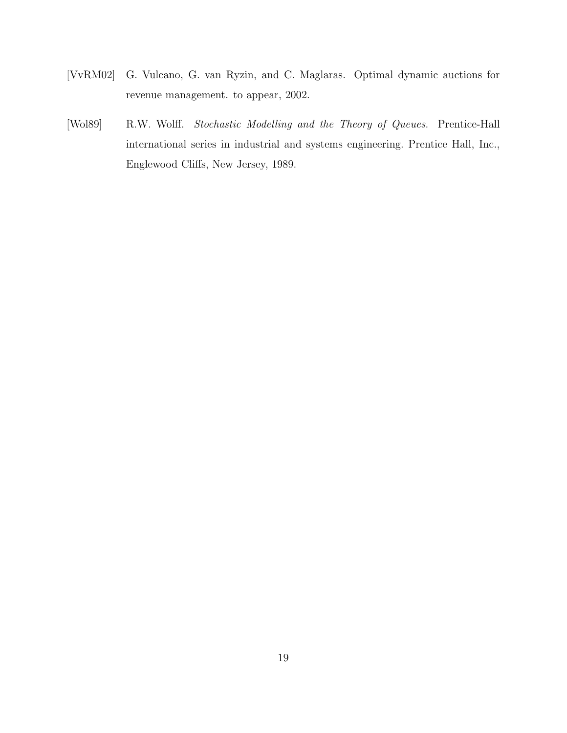[VvRM02] G. Vulcano, G. van Ryzin, and C. Maglaras. Optimal dynamic auctions for revenue management. to appear, 2002.

[Wol89] R.W. Wolff. *Stochastic Modelling and the Theory of Queues*. Prentice-Hall international series in industrial and systems engineering. Prentice Hall, Inc., Englewood Cliffs, New Jersey, 1989.